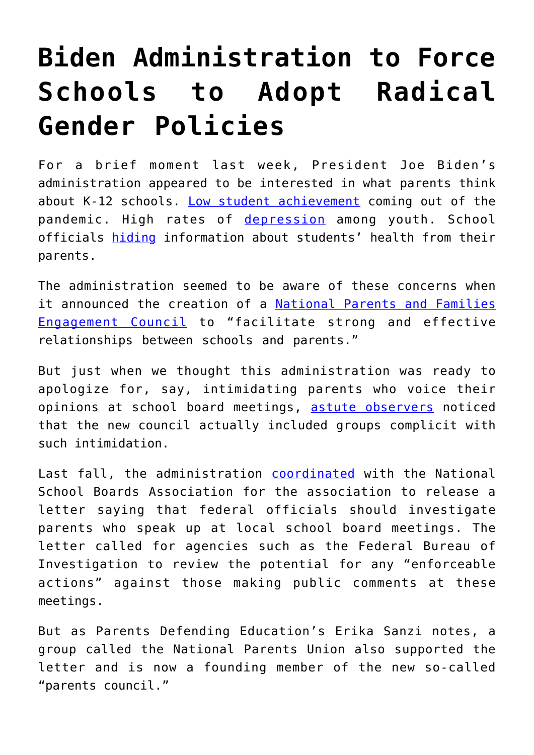# Biden Administration to Force Schools to Adopt Radical Gender Policies

For a brief moment last week, President Joe Biden's administration appeared to be interested in what parents think about K-12 schools. Low student achievement coming out of the pandemic. High rates of depression among youth. School officials hiding information about students' health from their parents.

The administration seemed to be aware of these concerns when it announced the creation of a National Parents and Families Engagement Council to "facilitate strong and effective relationships between schools and parents."

But just when we thought this administration was ready to apologize for, say, intimidating parents who voice their opinions at school board meetings, astute observers noticed that the new council actually included groups complicit with such intimidation.

Last fall, the administration coordinated with the National School Boards Association for the association to release a letter saying that federal officials should investigate parents who speak up at local school board meetings. The letter called for agencies such as the Federal Bureau of Investigation to review the potential for any "enforceable actions" against those making public comments at these meetings.

But as Parents Defending Education's Erika Sanzi notes, a group called the National Parents Union also supported the letter and is now a founding member of the new so-called "parents council."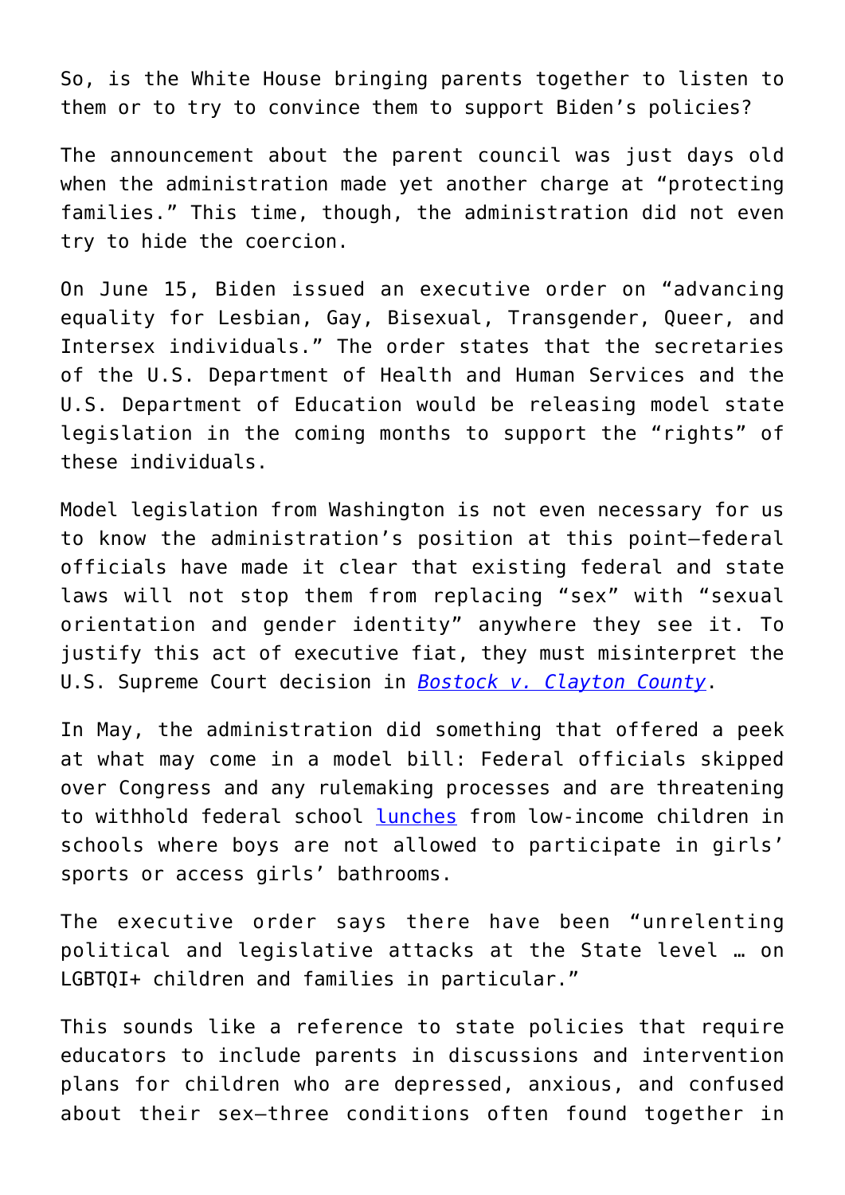So, is the White House bringing parents together to listen to them or to try to convince them to support Biden's policies?

The announcement about the parent council was just days old when the administration made yet another charge at "protecting families." This time, though, the administration did not even try to hide the coercion.

On June 15, Biden issued an executive order on "advancing equality for Lesbian, Gay, Bisexual, Transgender, Queer, and Intersex individuals." The order states that the secretaries of the U.S. Department of Health and Human Services and the U.S. Department of Education would be releasing model state legislation in the coming months to support the "rights" of these individuals.

Model legislation from Washington is not even necessary for us to know the administration's position at this point—federal officials have made it clear that existing federal and state laws will not stop them from replacing "sex" with "sexual orientation and gender identity" anywhere they see it. To justify this act of executive fiat, they must misinterpret the U.S. Supreme Court decision in *Bostock v. Clayton County*.

In May, the administration did something that offered a peek at what may come in a model bill: Federal officials skipped over Congress and any rulemaking processes and are threatening to withhold federal school lunches from low-income children in schools where boys are not allowed to participate in girls' sports or access girls' bathrooms.

The executive order says there have been "unrelenting political and legislative attacks at the State level … on LGBTQI+ children and families in particular."

This sounds like a reference to state policies that require educators to include parents in discussions and intervention plans for children who are depressed, anxious, and confused about their sex—three conditions often found together in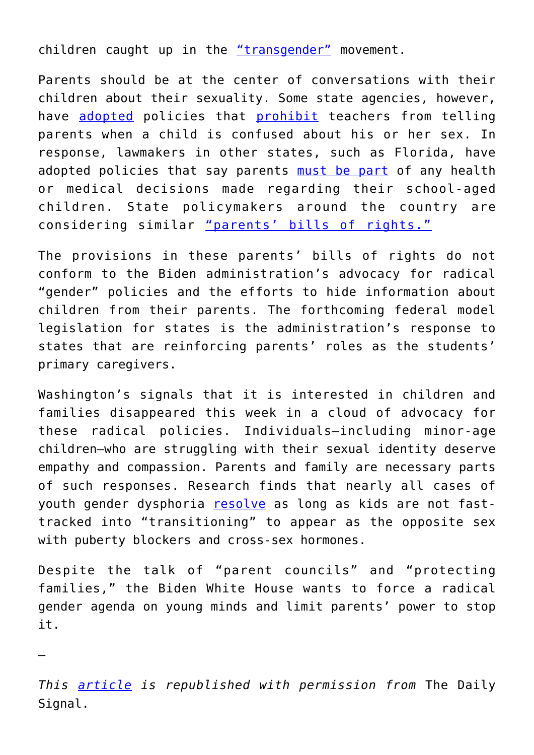children caught up in the "transgender" movement.

Parents should be at the center of conversations with their children about their sexuality. Some state agencies, however, have adopted policies that prohibit teachers from telling parents when a child is confused about his or her sex. In response, lawmakers in other states, such as Florida, have adopted policies that say parents must be part of any health or medical decisions made regarding their school-aged children. State policymakers around the country are considering similar "parents' bills of rights."

The provisions in these parents' bills of rights do not conform to the Biden administration's advocacy for radical "gender" policies and the efforts to hide information about children from their parents. The forthcoming federal model legislation for states is the administration's response to states that are reinforcing parents' roles as the students' primary caregivers.

Washington's signals that it is interested in children and families disappeared this week in a cloud of advocacy for these radical policies. Individuals—including minor-age children—who are struggling with their sexual identity deserve empathy and compassion. Parents and family are necessary parts of such responses. Research finds that nearly all cases of youth gender dysphoria resolve as long as kids are not fast-tracked into "transitioning" to appear as the opposite sex with puberty blockers and cross-sex hormones.

Despite the talk of "parent councils" and "protecting families," the Biden White House wants to force a radical gender agenda on young minds and limit parents' power to stop it.

—

*This article is republished with permission from* The Daily Signal.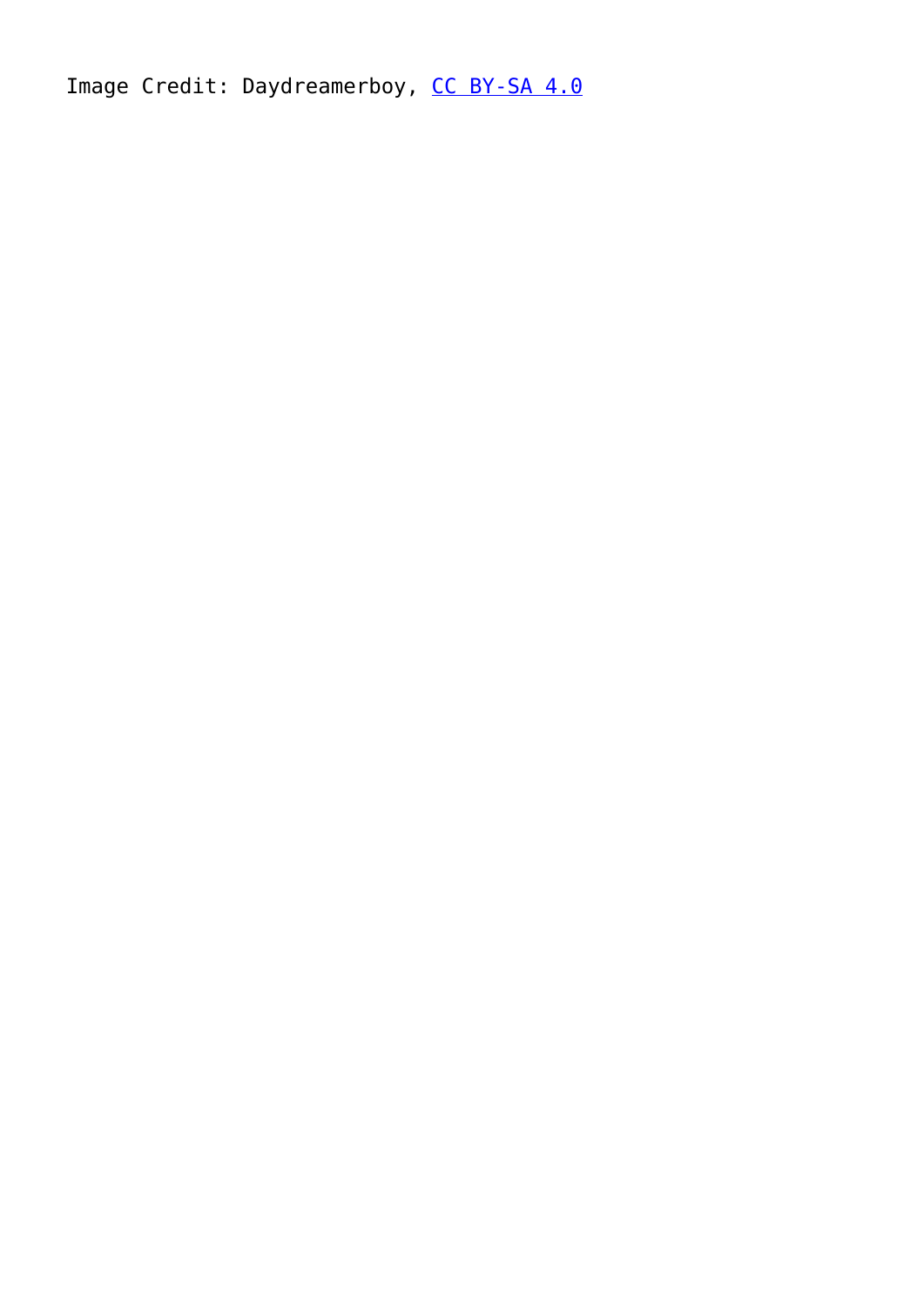Image Credit: Daydreamerboy, [CC BY-SA 4.0]